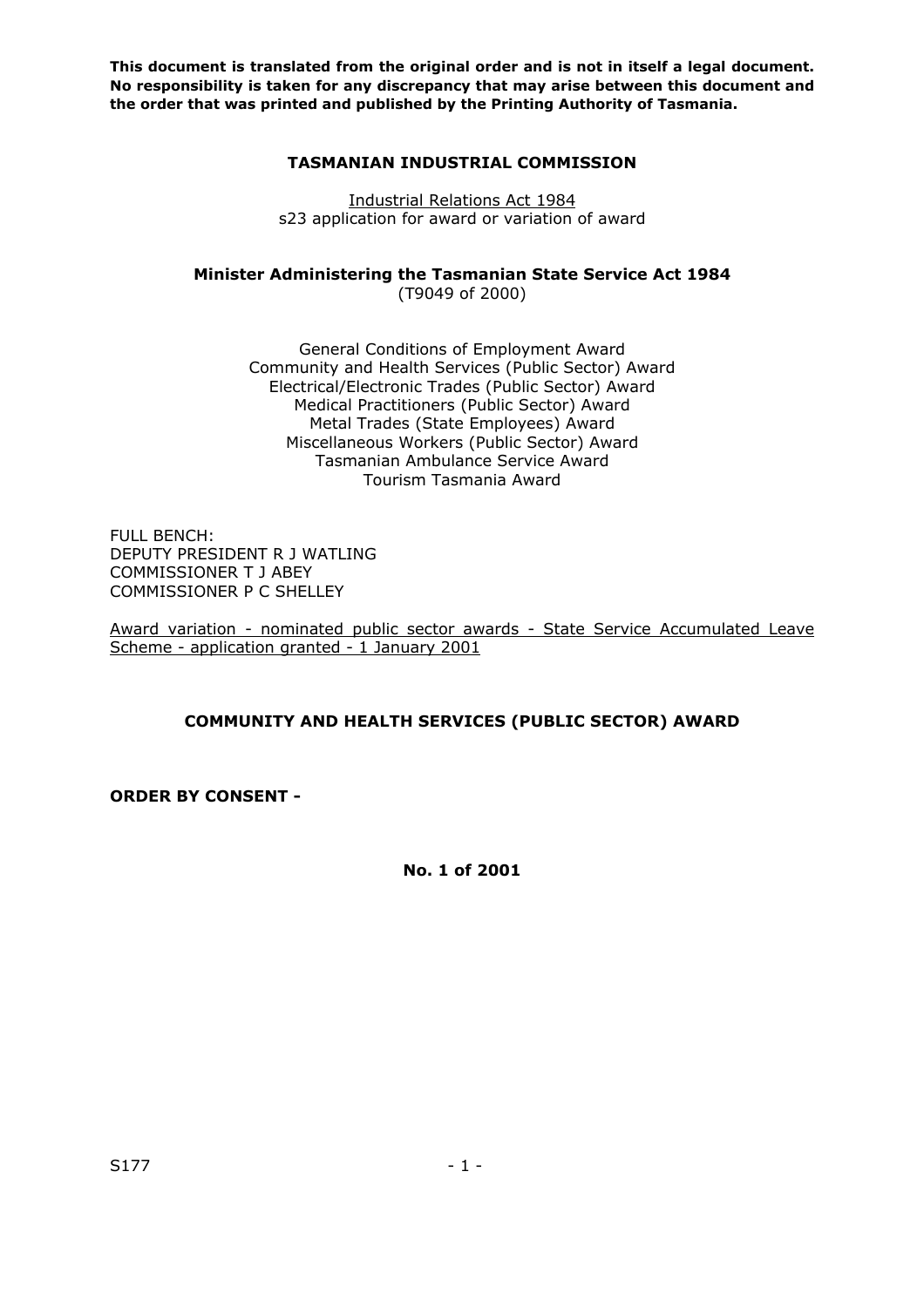**This document is translated from the original order and is not in itself a legal document. No responsibility is taken for any discrepancy that may arise between this document and the order that was printed and published by the Printing Authority of Tasmania.**

# TASMANIAN INDUSTRIAL COMMISSION

Industrial Relations Act 1984
s23 application for award or variation of award

**Minister Administering the Tasmanian State Service Act 1984**
(T9049 of 2000)

General Conditions of Employment Award
Community and Health Services (Public Sector) Award
Electrical/Electronic Trades (Public Sector) Award
Medical Practitioners (Public Sector) Award
Metal Trades (State Employees) Award
Miscellaneous Workers (Public Sector) Award
Tasmanian Ambulance Service Award
Tourism Tasmania Award

FULL BENCH:
DEPUTY PRESIDENT R J WATLING
COMMISSIONER T J ABEY
COMMISSIONER P C SHELLEY

Award variation - nominated public sector awards - State Service Accumulated Leave Scheme - application granted - 1 January 2001

## COMMUNITY AND HEALTH SERVICES (PUBLIC SECTOR) AWARD

**ORDER BY CONSENT -**

**No. 1 of 2001**

S177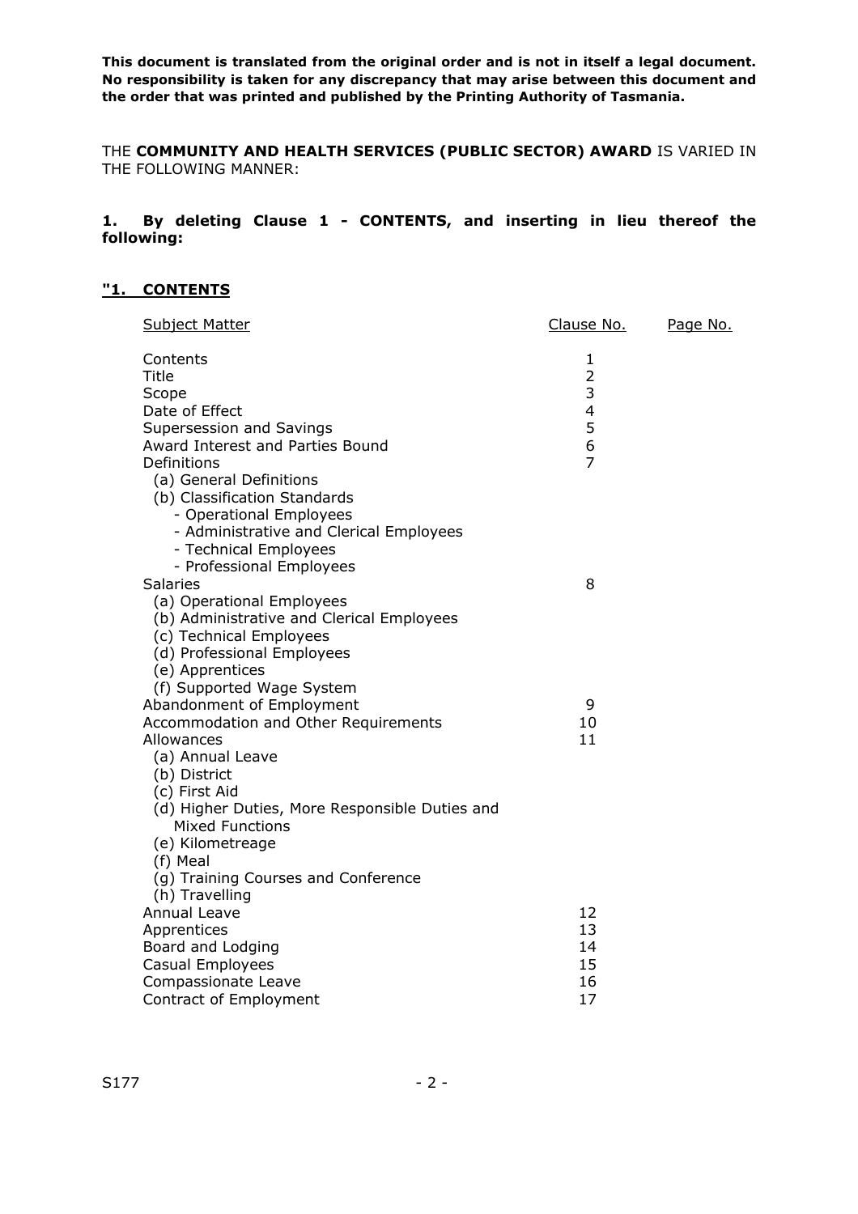**This document is translated from the original order and is not in itself a legal document. No responsibility is taken for any discrepancy that may arise between this document and the order that was printed and published by the Printing Authority of Tasmania.**

THE **COMMUNITY AND HEALTH SERVICES (PUBLIC SECTOR) AWARD** IS VARIED IN THE FOLLOWING MANNER:

**1. By deleting Clause 1 - CONTENTS, and inserting in lieu thereof the following:**

**"1. CONTENTS**

| Subject Matter | Clause No. | Page No. |
|---|---|---|
| Contents | 1 | |
| Title | 2 | |
| Scope | 3 | |
| Date of Effect | 4 | |
| Supersession and Savings | 5 | |
| Award Interest and Parties Bound | 6 | |
| Definitions | 7 | |
| (a) General Definitions | | |
| (b) Classification Standards | | |
| - Operational Employees | | |
| - Administrative and Clerical Employees | | |
| - Technical Employees | | |
| - Professional Employees | | |
| Salaries | 8 | |
| (a) Operational Employees | | |
| (b) Administrative and Clerical Employees | | |
| (c) Technical Employees | | |
| (d) Professional Employees | | |
| (e) Apprentices | | |
| (f) Supported Wage System | | |
| Abandonment of Employment | 9 | |
| Accommodation and Other Requirements | 10 | |
| Allowances | 11 | |
| (a) Annual Leave | | |
| (b) District | | |
| (c) First Aid | | |
| (d) Higher Duties, More Responsible Duties and Mixed Functions | | |
| (e) Kilometreage | | |
| (f) Meal | | |
| (g) Training Courses and Conference | | |
| (h) Travelling | | |
| Annual Leave | 12 | |
| Apprentices | 13 | |
| Board and Lodging | 14 | |
| Casual Employees | 15 | |
| Compassionate Leave | 16 | |
| Contract of Employment | 17 | |

S177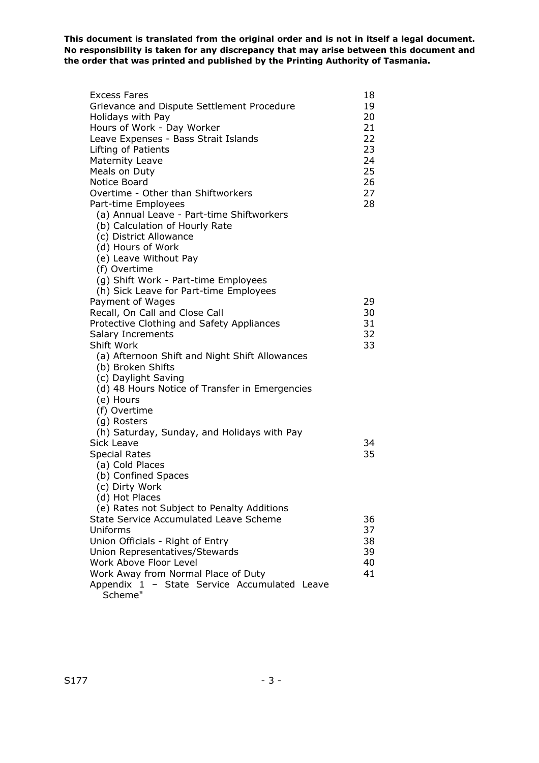**This document is translated from the original order and is not in itself a legal document. No responsibility is taken for any discrepancy that may arise between this document and the order that was printed and published by the Printing Authority of Tasmania.**

| | |
|---|---|
| Excess Fares | 18 |
| Grievance and Dispute Settlement Procedure | 19 |
| Holidays with Pay | 20 |
| Hours of Work - Day Worker | 21 |
| Leave Expenses - Bass Strait Islands | 22 |
| Lifting of Patients | 23 |
| Maternity Leave | 24 |
| Meals on Duty | 25 |
| Notice Board | 26 |
| Overtime - Other than Shiftworkers | 27 |
| Part-time Employees | 28 |
| (a) Annual Leave - Part-time Shiftworkers | |
| (b) Calculation of Hourly Rate | |
| (c) District Allowance | |
| (d) Hours of Work | |
| (e) Leave Without Pay | |
| (f) Overtime | |
| (g) Shift Work - Part-time Employees | |
| (h) Sick Leave for Part-time Employees | |
| Payment of Wages | 29 |
| Recall, On Call and Close Call | 30 |
| Protective Clothing and Safety Appliances | 31 |
| Salary Increments | 32 |
| Shift Work | 33 |
| (a) Afternoon Shift and Night Shift Allowances | |
| (b) Broken Shifts | |
| (c) Daylight Saving | |
| (d) 48 Hours Notice of Transfer in Emergencies | |
| (e) Hours | |
| (f) Overtime | |
| (g) Rosters | |
| (h) Saturday, Sunday, and Holidays with Pay | |
| Sick Leave | 34 |
| Special Rates | 35 |
| (a) Cold Places | |
| (b) Confined Spaces | |
| (c) Dirty Work | |
| (d) Hot Places | |
| (e) Rates not Subject to Penalty Additions | |
| State Service Accumulated Leave Scheme | 36 |
| Uniforms | 37 |
| Union Officials - Right of Entry | 38 |
| Union Representatives/Stewards | 39 |
| Work Above Floor Level | 40 |
| Work Away from Normal Place of Duty | 41 |
| Appendix 1 – State Service Accumulated Leave Scheme" | |

S177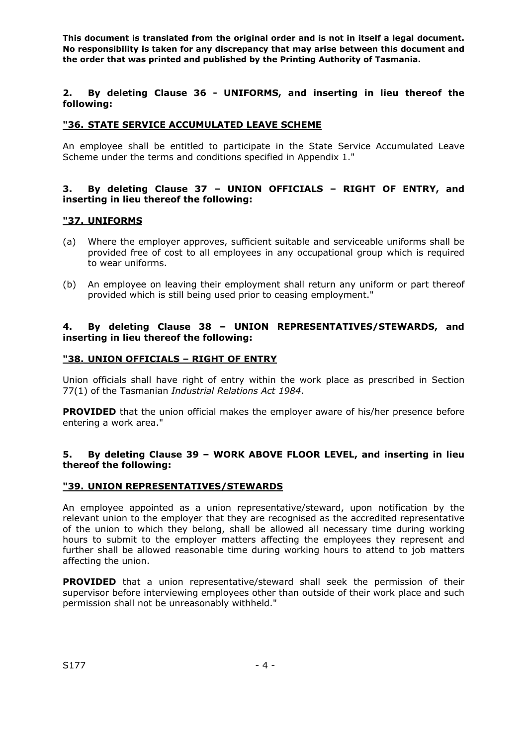**This document is translated from the original order and is not in itself a legal document. No responsibility is taken for any discrepancy that may arise between this document and the order that was printed and published by the Printing Authority of Tasmania.**

**2. By deleting Clause 36 - UNIFORMS, and inserting in lieu thereof the following:**

**"36. STATE SERVICE ACCUMULATED LEAVE SCHEME**

An employee shall be entitled to participate in the State Service Accumulated Leave Scheme under the terms and conditions specified in Appendix 1."

**3. By deleting Clause 37 – UNION OFFICIALS – RIGHT OF ENTRY, and inserting in lieu thereof the following:**

**"37. UNIFORMS**

(a) Where the employer approves, sufficient suitable and serviceable uniforms shall be provided free of cost to all employees in any occupational group which is required to wear uniforms.

(b) An employee on leaving their employment shall return any uniform or part thereof provided which is still being used prior to ceasing employment."

**4. By deleting Clause 38 – UNION REPRESENTATIVES/STEWARDS, and inserting in lieu thereof the following:**

**"38. UNION OFFICIALS – RIGHT OF ENTRY**

Union officials shall have right of entry within the work place as prescribed in Section 77(1) of the Tasmanian *Industrial Relations Act 1984*.

**PROVIDED** that the union official makes the employer aware of his/her presence before entering a work area."

**5. By deleting Clause 39 – WORK ABOVE FLOOR LEVEL, and inserting in lieu thereof the following:**

**"39. UNION REPRESENTATIVES/STEWARDS**

An employee appointed as a union representative/steward, upon notification by the relevant union to the employer that they are recognised as the accredited representative of the union to which they belong, shall be allowed all necessary time during working hours to submit to the employer matters affecting the employees they represent and further shall be allowed reasonable time during working hours to attend to job matters affecting the union.

**PROVIDED** that a union representative/steward shall seek the permission of their supervisor before interviewing employees other than outside of their work place and such permission shall not be unreasonably withheld."

S177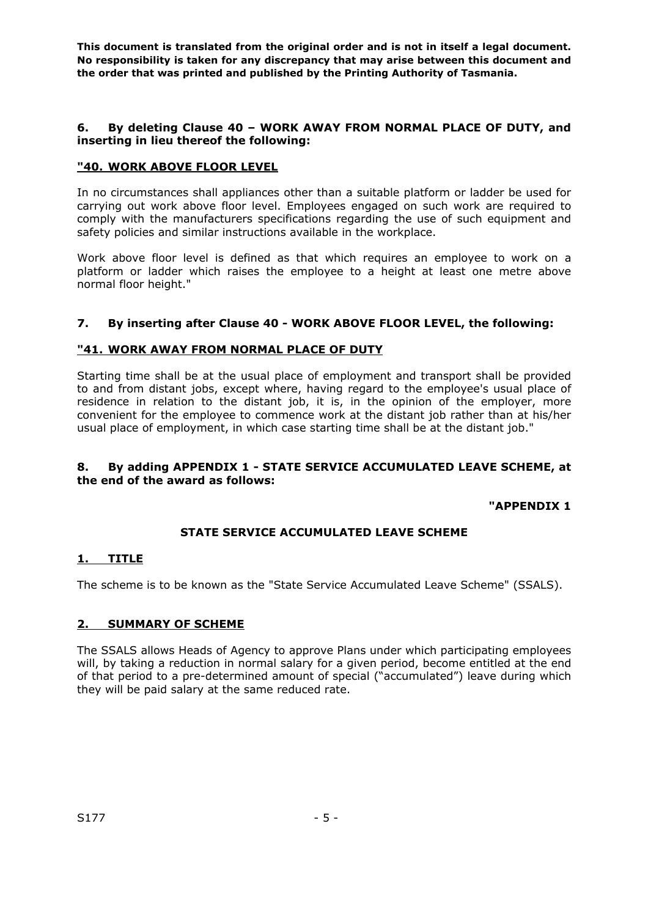**This document is translated from the original order and is not in itself a legal document. No responsibility is taken for any discrepancy that may arise between this document and the order that was printed and published by the Printing Authority of Tasmania.**

**6. By deleting Clause 40 – WORK AWAY FROM NORMAL PLACE OF DUTY, and inserting in lieu thereof the following:**

**"40. WORK ABOVE FLOOR LEVEL**

In no circumstances shall appliances other than a suitable platform or ladder be used for carrying out work above floor level. Employees engaged on such work are required to comply with the manufacturers specifications regarding the use of such equipment and safety policies and similar instructions available in the workplace.

Work above floor level is defined as that which requires an employee to work on a platform or ladder which raises the employee to a height at least one metre above normal floor height."

**7. By inserting after Clause 40 - WORK ABOVE FLOOR LEVEL, the following:**

**"41. WORK AWAY FROM NORMAL PLACE OF DUTY**

Starting time shall be at the usual place of employment and transport shall be provided to and from distant jobs, except where, having regard to the employee's usual place of residence in relation to the distant job, it is, in the opinion of the employer, more convenient for the employee to commence work at the distant job rather than at his/her usual place of employment, in which case starting time shall be at the distant job."

**8. By adding APPENDIX 1 - STATE SERVICE ACCUMULATED LEAVE SCHEME, at the end of the award as follows:**

**"APPENDIX 1**

**STATE SERVICE ACCUMULATED LEAVE SCHEME**

**1. TITLE**

The scheme is to be known as the "State Service Accumulated Leave Scheme" (SSALS).

**2. SUMMARY OF SCHEME**

The SSALS allows Heads of Agency to approve Plans under which participating employees will, by taking a reduction in normal salary for a given period, become entitled at the end of that period to a pre-determined amount of special ("accumulated") leave during which they will be paid salary at the same reduced rate.

S177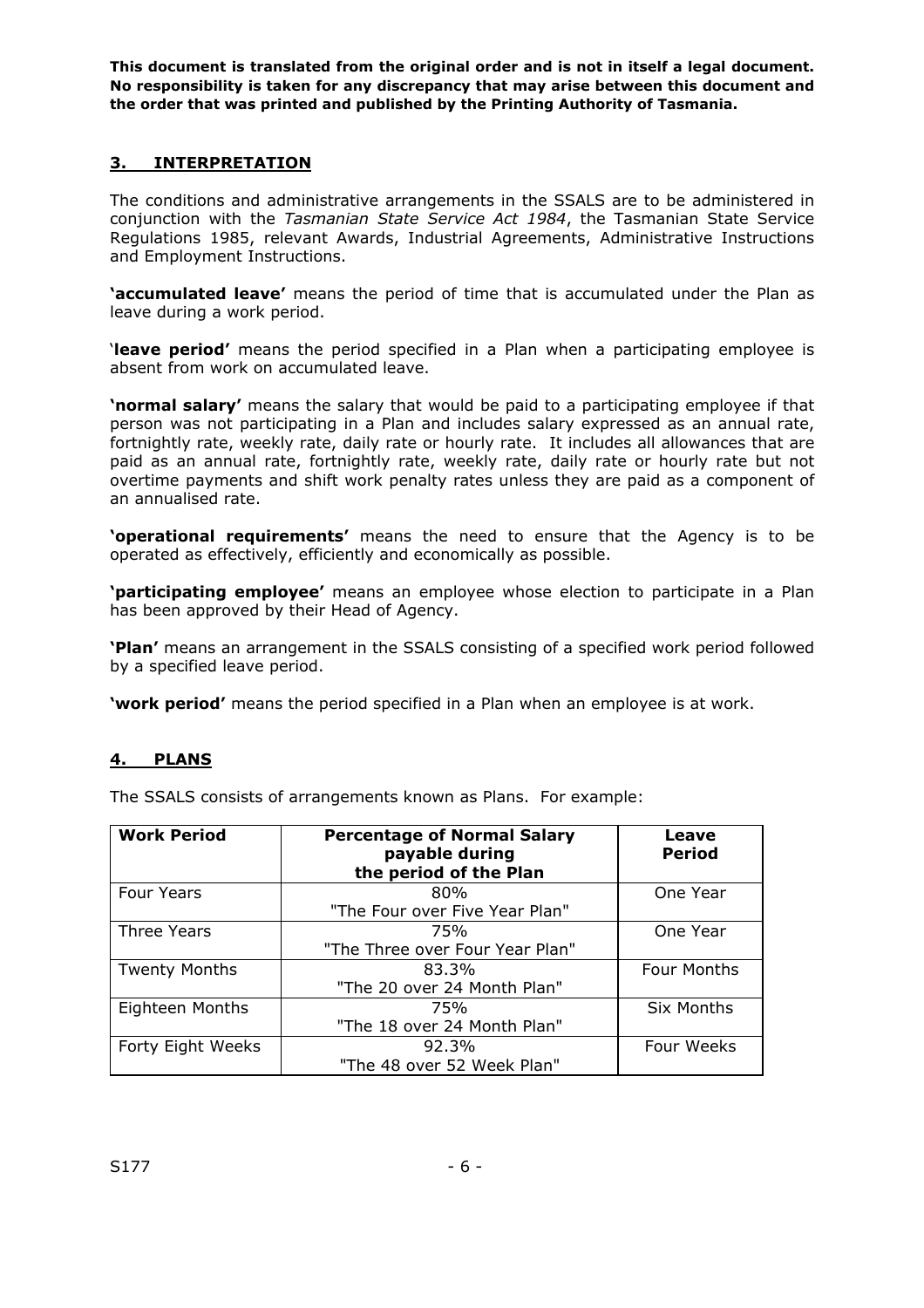**This document is translated from the original order and is not in itself a legal document. No responsibility is taken for any discrepancy that may arise between this document and the order that was printed and published by the Printing Authority of Tasmania.**

## 3. INTERPRETATION

The conditions and administrative arrangements in the SSALS are to be administered in conjunction with the *Tasmanian State Service Act 1984*, the Tasmanian State Service Regulations 1985, relevant Awards, Industrial Agreements, Administrative Instructions and Employment Instructions.

**'accumulated leave'** means the period of time that is accumulated under the Plan as leave during a work period.

'**leave period'** means the period specified in a Plan when a participating employee is absent from work on accumulated leave.

**'normal salary'** means the salary that would be paid to a participating employee if that person was not participating in a Plan and includes salary expressed as an annual rate, fortnightly rate, weekly rate, daily rate or hourly rate. It includes all allowances that are paid as an annual rate, fortnightly rate, weekly rate, daily rate or hourly rate but not overtime payments and shift work penalty rates unless they are paid as a component of an annualised rate.

**'operational requirements'** means the need to ensure that the Agency is to be operated as effectively, efficiently and economically as possible.

**'participating employee'** means an employee whose election to participate in a Plan has been approved by their Head of Agency.

**'Plan'** means an arrangement in the SSALS consisting of a specified work period followed by a specified leave period.

**'work period'** means the period specified in a Plan when an employee is at work.

## 4. PLANS

The SSALS consists of arrangements known as Plans. For example:

| Work Period | Percentage of Normal Salary payable during the period of the Plan | Leave Period |
|---|---|---|
| Four Years | 80% "The Four over Five Year Plan" | One Year |
| Three Years | 75% "The Three over Four Year Plan" | One Year |
| Twenty Months | 83.3% "The 20 over 24 Month Plan" | Four Months |
| Eighteen Months | 75% "The 18 over 24 Month Plan" | Six Months |
| Forty Eight Weeks | 92.3% "The 48 over 52 Week Plan" | Four Weeks |

S177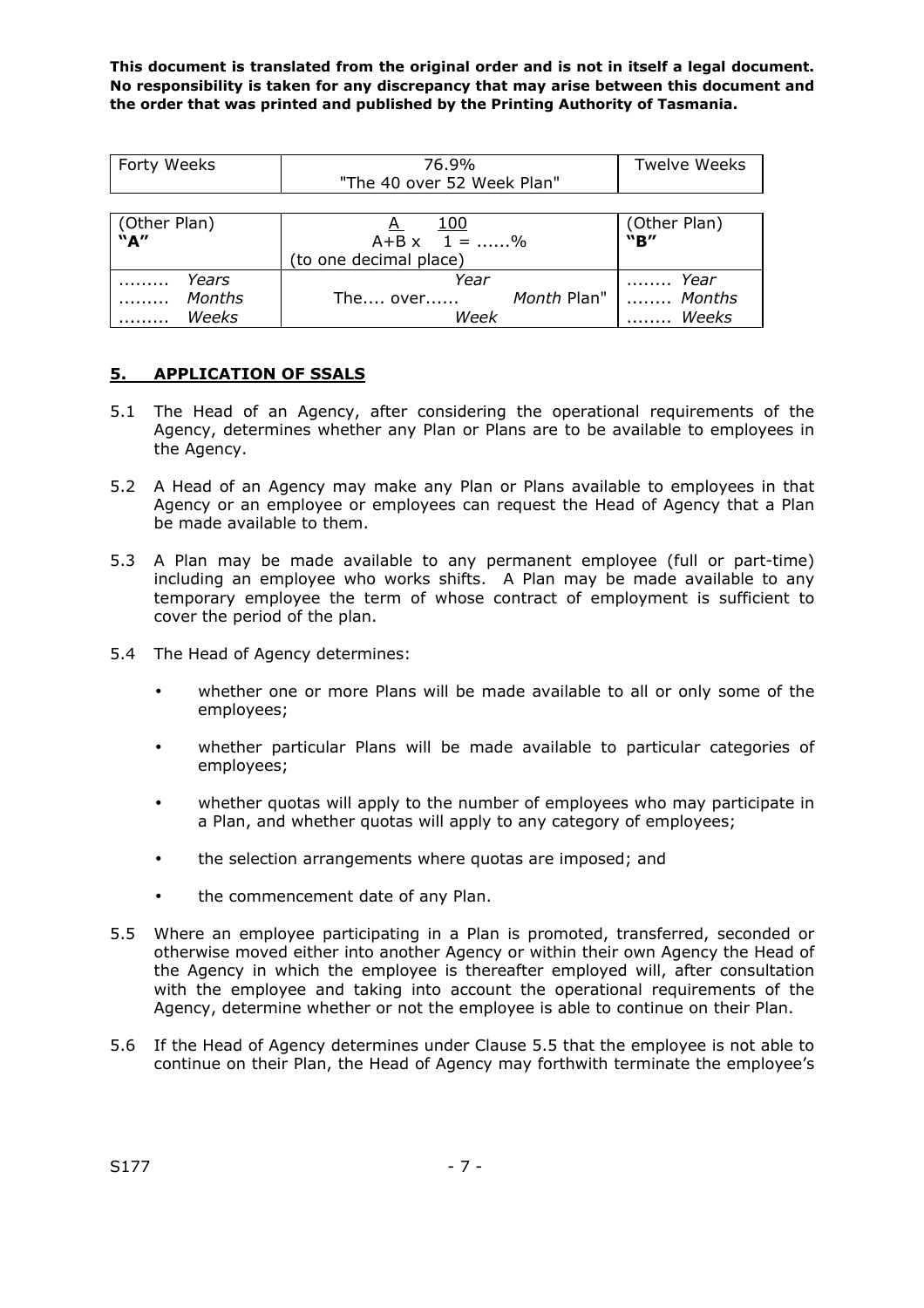**This document is translated from the original order and is not in itself a legal document. No responsibility is taken for any discrepancy that may arise between this document and the order that was printed and published by the Printing Authority of Tasmania.**

| Forty Weeks | 76.9% "The 40 over 52 Week Plan" | Twelve Weeks |
|---|---|---|

| (Other Plan) **"A"** | $\frac{A}{A+B} \times \frac{100}{1} = ......\%$ (to one decimal place) | (Other Plan) **"B"** |
|---|---|---|
| ......... *Years* ......... *Months* ......... *Weeks* | *Year* The.... over...... *Month* Plan" *Week* | ........ *Year* ........ *Months* ........ *Weeks* |

## 5. APPLICATION OF SSALS

5.1 The Head of an Agency, after considering the operational requirements of the Agency, determines whether any Plan or Plans are to be available to employees in the Agency.

5.2 A Head of an Agency may make any Plan or Plans available to employees in that Agency or an employee or employees can request the Head of Agency that a Plan be made available to them.

5.3 A Plan may be made available to any permanent employee (full or part-time) including an employee who works shifts. A Plan may be made available to any temporary employee the term of whose contract of employment is sufficient to cover the period of the plan.

5.4 The Head of Agency determines:

- whether one or more Plans will be made available to all or only some of the employees;
- whether particular Plans will be made available to particular categories of employees;
- whether quotas will apply to the number of employees who may participate in a Plan, and whether quotas will apply to any category of employees;
- the selection arrangements where quotas are imposed; and
- the commencement date of any Plan.

5.5 Where an employee participating in a Plan is promoted, transferred, seconded or otherwise moved either into another Agency or within their own Agency the Head of the Agency in which the employee is thereafter employed will, after consultation with the employee and taking into account the operational requirements of the Agency, determine whether or not the employee is able to continue on their Plan.

5.6 If the Head of Agency determines under Clause 5.5 that the employee is not able to continue on their Plan, the Head of Agency may forthwith terminate the employee's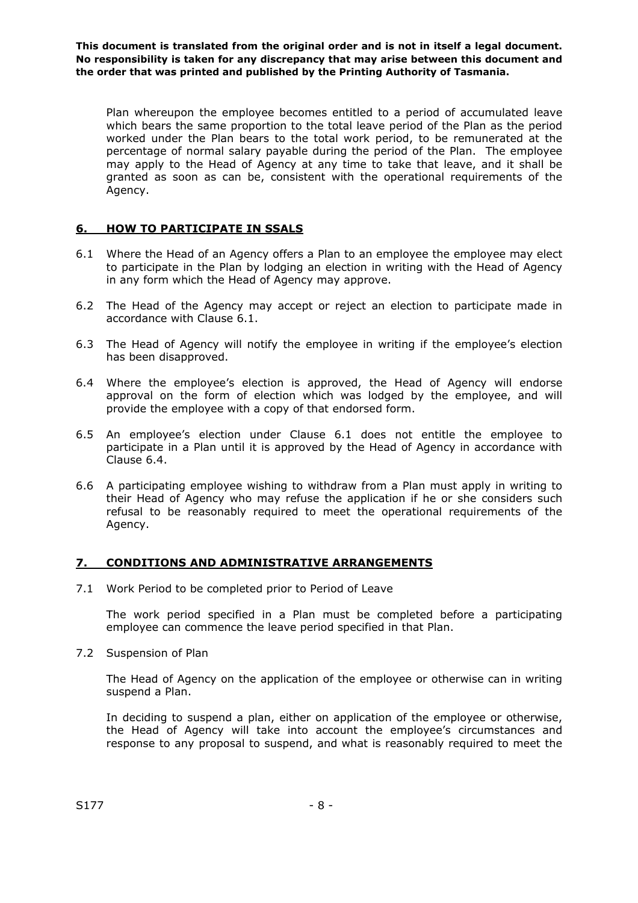Plan whereupon the employee becomes entitled to a period of accumulated leave which bears the same proportion to the total leave period of the Plan as the period worked under the Plan bears to the total work period, to be remunerated at the percentage of normal salary payable during the period of the Plan. The employee may apply to the Head of Agency at any time to take that leave, and it shall be granted as soon as can be, consistent with the operational requirements of the Agency.

## 6. HOW TO PARTICIPATE IN SSALS

6.1 Where the Head of an Agency offers a Plan to an employee the employee may elect to participate in the Plan by lodging an election in writing with the Head of Agency in any form which the Head of Agency may approve.

6.2 The Head of the Agency may accept or reject an election to participate made in accordance with Clause 6.1.

6.3 The Head of Agency will notify the employee in writing if the employee's election has been disapproved.

6.4 Where the employee's election is approved, the Head of Agency will endorse approval on the form of election which was lodged by the employee, and will provide the employee with a copy of that endorsed form.

6.5 An employee's election under Clause 6.1 does not entitle the employee to participate in a Plan until it is approved by the Head of Agency in accordance with Clause 6.4.

6.6 A participating employee wishing to withdraw from a Plan must apply in writing to their Head of Agency who may refuse the application if he or she considers such refusal to be reasonably required to meet the operational requirements of the Agency.

## 7. CONDITIONS AND ADMINISTRATIVE ARRANGEMENTS

7.1 Work Period to be completed prior to Period of Leave

The work period specified in a Plan must be completed before a participating employee can commence the leave period specified in that Plan.

7.2 Suspension of Plan

The Head of Agency on the application of the employee or otherwise can in writing suspend a Plan.

In deciding to suspend a plan, either on application of the employee or otherwise, the Head of Agency will take into account the employee's circumstances and response to any proposal to suspend, and what is reasonably required to meet the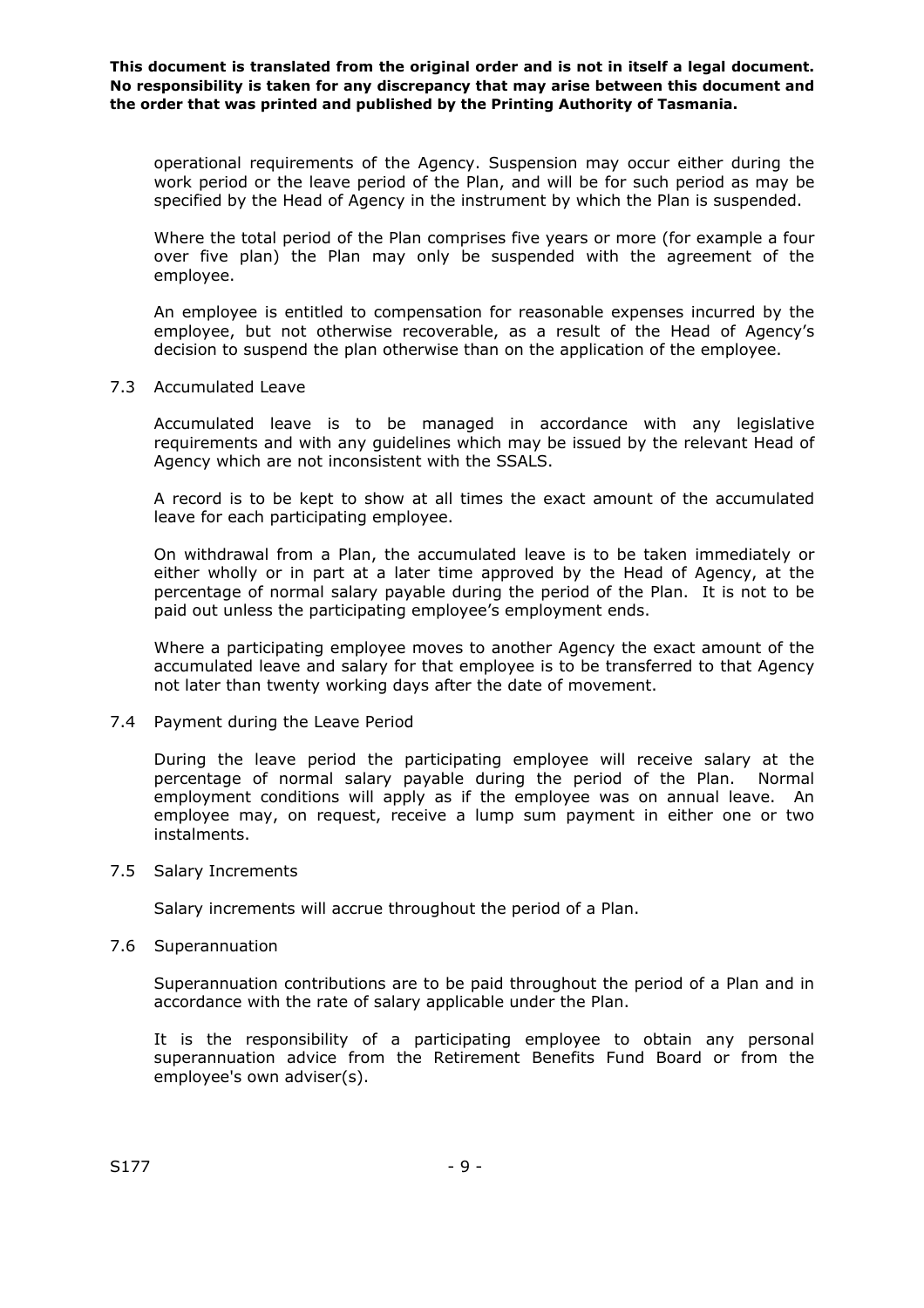operational requirements of the Agency. Suspension may occur either during the work period or the leave period of the Plan, and will be for such period as may be specified by the Head of Agency in the instrument by which the Plan is suspended.

Where the total period of the Plan comprises five years or more (for example a four over five plan) the Plan may only be suspended with the agreement of the employee.

An employee is entitled to compensation for reasonable expenses incurred by the employee, but not otherwise recoverable, as a result of the Head of Agency's decision to suspend the plan otherwise than on the application of the employee.

### 7.3 Accumulated Leave

Accumulated leave is to be managed in accordance with any legislative requirements and with any guidelines which may be issued by the relevant Head of Agency which are not inconsistent with the SSALS.

A record is to be kept to show at all times the exact amount of the accumulated leave for each participating employee.

On withdrawal from a Plan, the accumulated leave is to be taken immediately or either wholly or in part at a later time approved by the Head of Agency, at the percentage of normal salary payable during the period of the Plan. It is not to be paid out unless the participating employee's employment ends.

Where a participating employee moves to another Agency the exact amount of the accumulated leave and salary for that employee is to be transferred to that Agency not later than twenty working days after the date of movement.

### 7.4 Payment during the Leave Period

During the leave period the participating employee will receive salary at the percentage of normal salary payable during the period of the Plan. Normal employment conditions will apply as if the employee was on annual leave. An employee may, on request, receive a lump sum payment in either one or two instalments.

### 7.5 Salary Increments

Salary increments will accrue throughout the period of a Plan.

### 7.6 Superannuation

Superannuation contributions are to be paid throughout the period of a Plan and in accordance with the rate of salary applicable under the Plan.

It is the responsibility of a participating employee to obtain any personal superannuation advice from the Retirement Benefits Fund Board or from the employee's own adviser(s).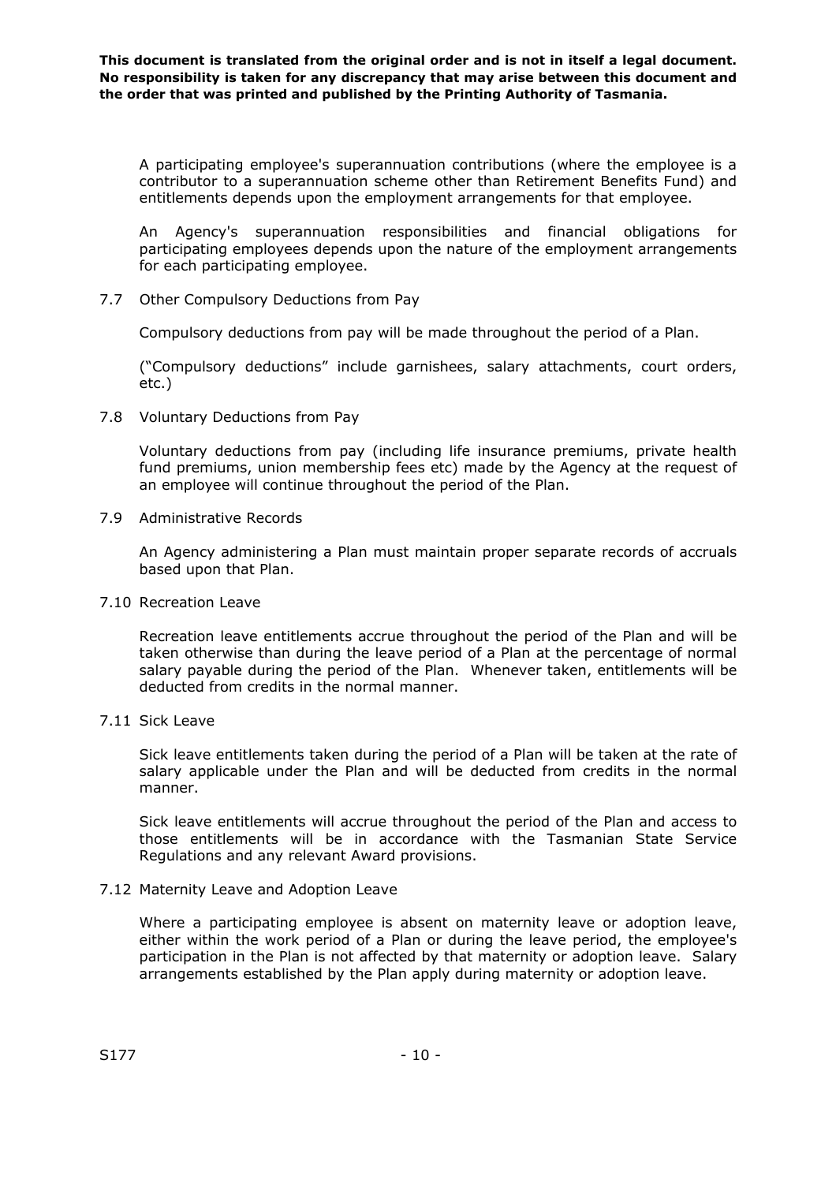**This document is translated from the original order and is not in itself a legal document. No responsibility is taken for any discrepancy that may arise between this document and the order that was printed and published by the Printing Authority of Tasmania.**

A participating employee's superannuation contributions (where the employee is a contributor to a superannuation scheme other than Retirement Benefits Fund) and entitlements depends upon the employment arrangements for that employee.

An Agency's superannuation responsibilities and financial obligations for participating employees depends upon the nature of the employment arrangements for each participating employee.

7.7 Other Compulsory Deductions from Pay

Compulsory deductions from pay will be made throughout the period of a Plan.

("Compulsory deductions" include garnishees, salary attachments, court orders, etc.)

7.8 Voluntary Deductions from Pay

Voluntary deductions from pay (including life insurance premiums, private health fund premiums, union membership fees etc) made by the Agency at the request of an employee will continue throughout the period of the Plan.

7.9 Administrative Records

An Agency administering a Plan must maintain proper separate records of accruals based upon that Plan.

7.10 Recreation Leave

Recreation leave entitlements accrue throughout the period of the Plan and will be taken otherwise than during the leave period of a Plan at the percentage of normal salary payable during the period of the Plan. Whenever taken, entitlements will be deducted from credits in the normal manner.

7.11 Sick Leave

Sick leave entitlements taken during the period of a Plan will be taken at the rate of salary applicable under the Plan and will be deducted from credits in the normal manner.

Sick leave entitlements will accrue throughout the period of the Plan and access to those entitlements will be in accordance with the Tasmanian State Service Regulations and any relevant Award provisions.

7.12 Maternity Leave and Adoption Leave

Where a participating employee is absent on maternity leave or adoption leave, either within the work period of a Plan or during the leave period, the employee's participation in the Plan is not affected by that maternity or adoption leave. Salary arrangements established by the Plan apply during maternity or adoption leave.

S177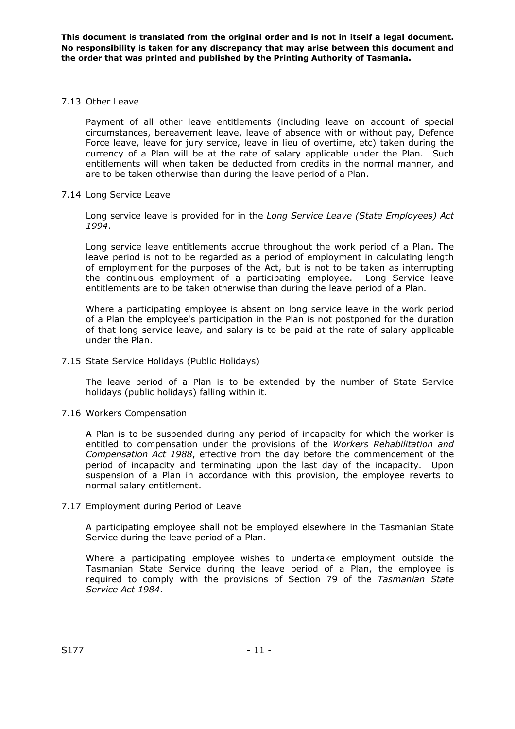**This document is translated from the original order and is not in itself a legal document. No responsibility is taken for any discrepancy that may arise between this document and the order that was printed and published by the Printing Authority of Tasmania.**

7.13 Other Leave

Payment of all other leave entitlements (including leave on account of special circumstances, bereavement leave, leave of absence with or without pay, Defence Force leave, leave for jury service, leave in lieu of overtime, etc) taken during the currency of a Plan will be at the rate of salary applicable under the Plan. Such entitlements will when taken be deducted from credits in the normal manner, and are to be taken otherwise than during the leave period of a Plan.

7.14 Long Service Leave

Long service leave is provided for in the *Long Service Leave (State Employees) Act 1994*.

Long service leave entitlements accrue throughout the work period of a Plan. The leave period is not to be regarded as a period of employment in calculating length of employment for the purposes of the Act, but is not to be taken as interrupting the continuous employment of a participating employee. Long Service leave entitlements are to be taken otherwise than during the leave period of a Plan.

Where a participating employee is absent on long service leave in the work period of a Plan the employee's participation in the Plan is not postponed for the duration of that long service leave, and salary is to be paid at the rate of salary applicable under the Plan.

7.15 State Service Holidays (Public Holidays)

The leave period of a Plan is to be extended by the number of State Service holidays (public holidays) falling within it.

7.16 Workers Compensation

A Plan is to be suspended during any period of incapacity for which the worker is entitled to compensation under the provisions of the *Workers Rehabilitation and Compensation Act 1988*, effective from the day before the commencement of the period of incapacity and terminating upon the last day of the incapacity. Upon suspension of a Plan in accordance with this provision, the employee reverts to normal salary entitlement.

7.17 Employment during Period of Leave

A participating employee shall not be employed elsewhere in the Tasmanian State Service during the leave period of a Plan.

Where a participating employee wishes to undertake employment outside the Tasmanian State Service during the leave period of a Plan, the employee is required to comply with the provisions of Section 79 of the *Tasmanian State Service Act 1984*.

S177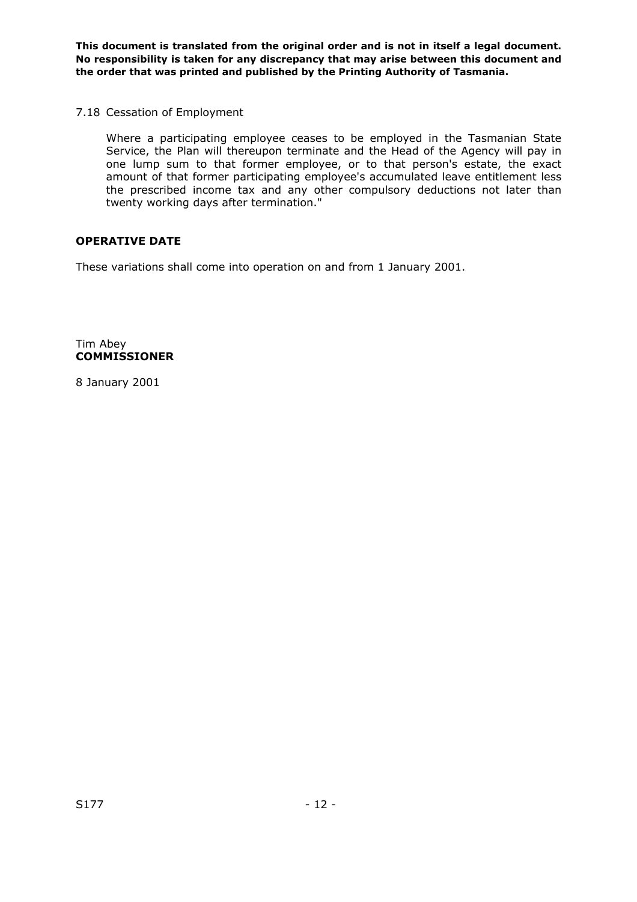**This document is translated from the original order and is not in itself a legal document. No responsibility is taken for any discrepancy that may arise between this document and the order that was printed and published by the Printing Authority of Tasmania.**

7.18 Cessation of Employment

Where a participating employee ceases to be employed in the Tasmanian State Service, the Plan will thereupon terminate and the Head of the Agency will pay in one lump sum to that former employee, or to that person's estate, the exact amount of that former participating employee's accumulated leave entitlement less the prescribed income tax and any other compulsory deductions not later than twenty working days after termination."

**OPERATIVE DATE**

These variations shall come into operation on and from 1 January 2001.

Tim Abey
**COMMISSIONER**

8 January 2001

S177